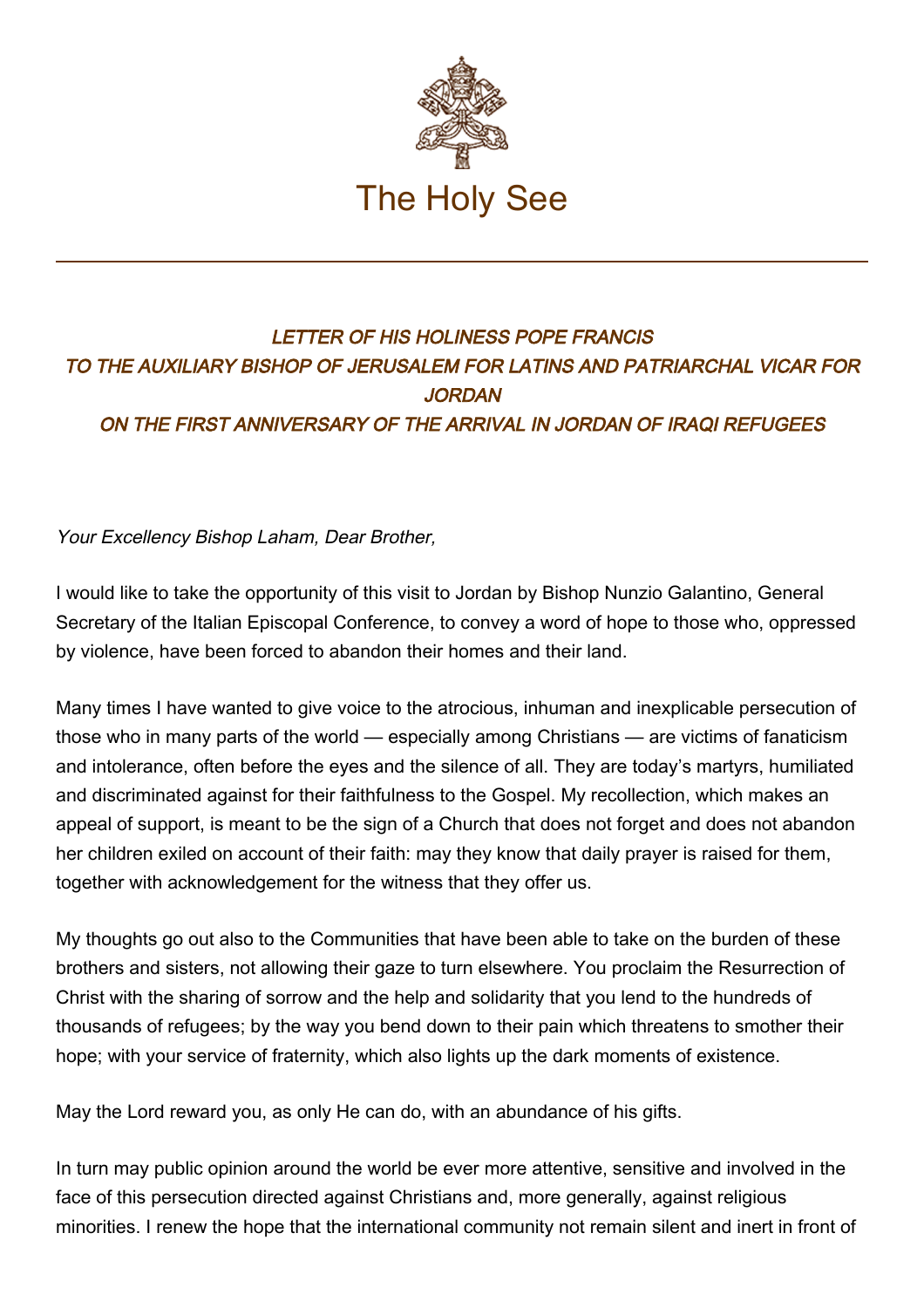The Holy See

## *LETTER OF HIS HOLINESS POPE FRANCIS TO THE AUXILIARY BISHOP OF JERUSALEM FOR LATINS AND PATRIARCHAL VICAR FOR JORDAN ON THE FIRST ANNIVERSARY OF THE ARRIVAL IN JORDAN OF IRAQI REFUGEES*

*Your Excellency Bishop Laham, Dear Brother,*

I would like to take the opportunity of this visit to Jordan by Bishop Nunzio Galantino, General Secretary of the Italian Episcopal Conference, to convey a word of hope to those who, oppressed by violence, have been forced to abandon their homes and their land.

Many times I have wanted to give voice to the atrocious, inhuman and inexplicable persecution of those who in many parts of the world — especially among Christians — are victims of fanaticism and intolerance, often before the eyes and the silence of all. They are today's martyrs, humiliated and discriminated against for their faithfulness to the Gospel. My recollection, which makes an appeal of support, is meant to be the sign of a Church that does not forget and does not abandon her children exiled on account of their faith: may they know that daily prayer is raised for them, together with acknowledgement for the witness that they offer us.

My thoughts go out also to the Communities that have been able to take on the burden of these brothers and sisters, not allowing their gaze to turn elsewhere. You proclaim the Resurrection of Christ with the sharing of sorrow and the help and solidarity that you lend to the hundreds of thousands of refugees; by the way you bend down to their pain which threatens to smother their hope; with your service of fraternity, which also lights up the dark moments of existence.

May the Lord reward you, as only He can do, with an abundance of his gifts.

In turn may public opinion around the world be ever more attentive, sensitive and involved in the face of this persecution directed against Christians and, more generally, against religious minorities. I renew the hope that the international community not remain silent and inert in front of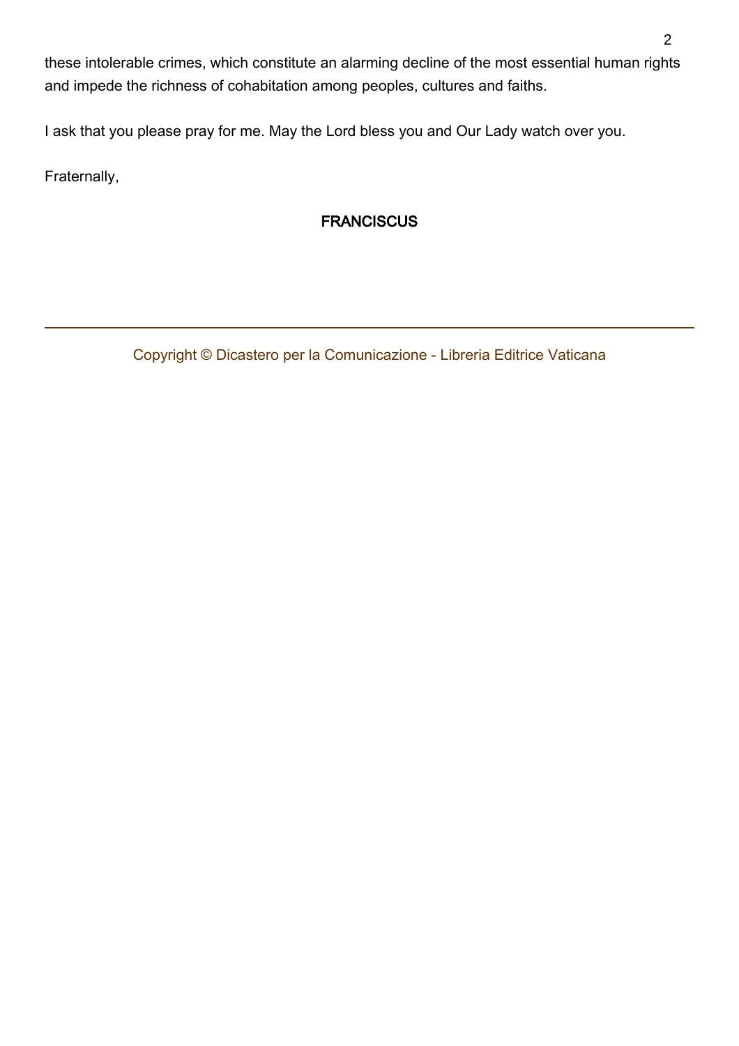these intolerable crimes, which constitute an alarming decline of the most essential human rights and impede the richness of cohabitation among peoples, cultures and faiths.

I ask that you please pray for me. May the Lord bless you and Our Lady watch over you.

Fraternally,

**FRANCISCUS**

---

Copyright © Dicastero per la Comunicazione - Libreria Editrice Vaticana